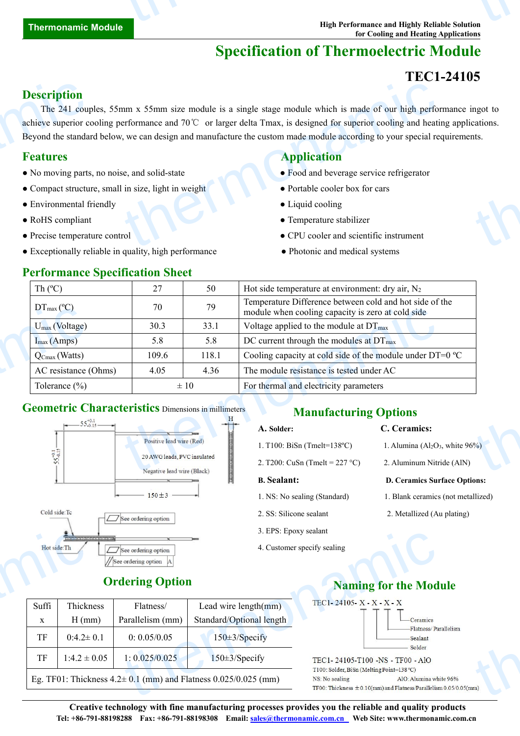**Thermonamic Module**

**High Performance and Highly Reliable Solution for Cooling and Heating Applications**

# Specification of Thermoelectric Module

## TEC1-24105

## Description

The 241 couples, 55mm x 55mm size module is a single stage module which is made of our high performance ingot to achieve superior cooling performance and 70℃ or larger delta Tmax, is designed for superior cooling and heating applications. Beyond the standard below, we can design and manufacture the custom made module according to your special requirements.

## Features

- No moving parts, no noise, and solid-state
- Compact structure, small in size, light in weight
- Environmental friendly
- RoHS compliant
- Precise temperature control
- Exceptionally reliable in quality, high performance

## Application

- Food and beverage service refrigerator
- Portable cooler box for cars
- Liquid cooling
- Temperature stabilizer
- CPU cooler and scientific instrument
- Photonic and medical systems

## Performance Specification Sheet

| Th (ºC) | 27 | 50 | Hot side temperature at environment: dry air, $N_2$ |
|---|---|---|---|
| $DT_{max}$ (ºC) | 70 | 79 | Temperature Difference between cold and hot side of the module when cooling capacity is zero at cold side |
| $U_{max}$ (Voltage) | 30.3 | 33.1 | Voltage applied to the module at $DT_{max}$ |
| $I_{max}$ (Amps) | 5.8 | 5.8 | DC current through the modules at $DT_{max}$ |
| $Q_{Cmax}$ (Watts) | 109.6 | 118.1 | Cooling capacity at cold side of the module under DT=0 ºC |
| AC resistance (Ohms) | 4.05 | 4.36 | The module resistance is tested under AC |
| Tolerance (%) | ± 10 | | For thermal and electricity parameters |

## Geometric Characteristics

Dimensions in millimeters

$55^{+0.1}_{-0.15}$ ; $55^{+0.1}_{-0.15}$ ; H

Positive lead wire (Red)

20 AWG leads, PVC insulated

Negative lead wire (Black)

150 ± 3

Cold side: Tc

Hot side: Th

See ordering option

See ordering option

See ordering option A

## Manufacturing Options

**A. Solder:**

1. T100: BiSn (Tmelt=138ºC)
2. T200: CuSn (Tmelt = 227 °C)

**B. Sealant:**

1. NS: No sealing (Standard)
2. SS: Silicone sealant
3. EPS: Epoxy sealant
4. Customer specify sealing

**C. Ceramics:**

1. Alumina ($Al_2O_3$, white 96%)
2. Aluminum Nitride (AlN)

**D. Ceramics Surface Options:**

1. Blank ceramics (not metallized)
2. Metallized (Au plating)

## Ordering Option

| Suffix | Thickness H (mm) | Flatness/ Parallelism (mm) | Lead wire length(mm) Standard/Optional length |
|---|---|---|---|
| TF | 0:4.2± 0.1 | 0: 0.05/0.05 | 150±3/Specify |
| TF | 1:4.2 ± 0.05 | 1: 0.025/0.025 | 150±3/Specify |
| Eg. TF01: Thickness 4.2± 0.1 (mm) and Flatness 0.025/0.025 (mm) | | | |

## Naming for the Module

TEC1- 24105- X - X - X - X

- Ceramics
- Flatness/ Parallelism
- Sealant
- Solder

TEC1- 24105-T100 -NS - TF00 - AlO

T100: Solder, BiSn (Melting Point=138℃)

NS: No sealing

AlO: Alumina white 96%

TF00: Thickness ±0.10(mm) and Flatness/Parallelism 0.05/0.05(mm)

**Creative technology with fine manufacturing processes provides you the reliable and quality products**

**Tel: +86-791-88198288 Fax: +86-791-88198308 Email: sales@thermonamic.com.cn Web Site: www.thermonamic.com.cn**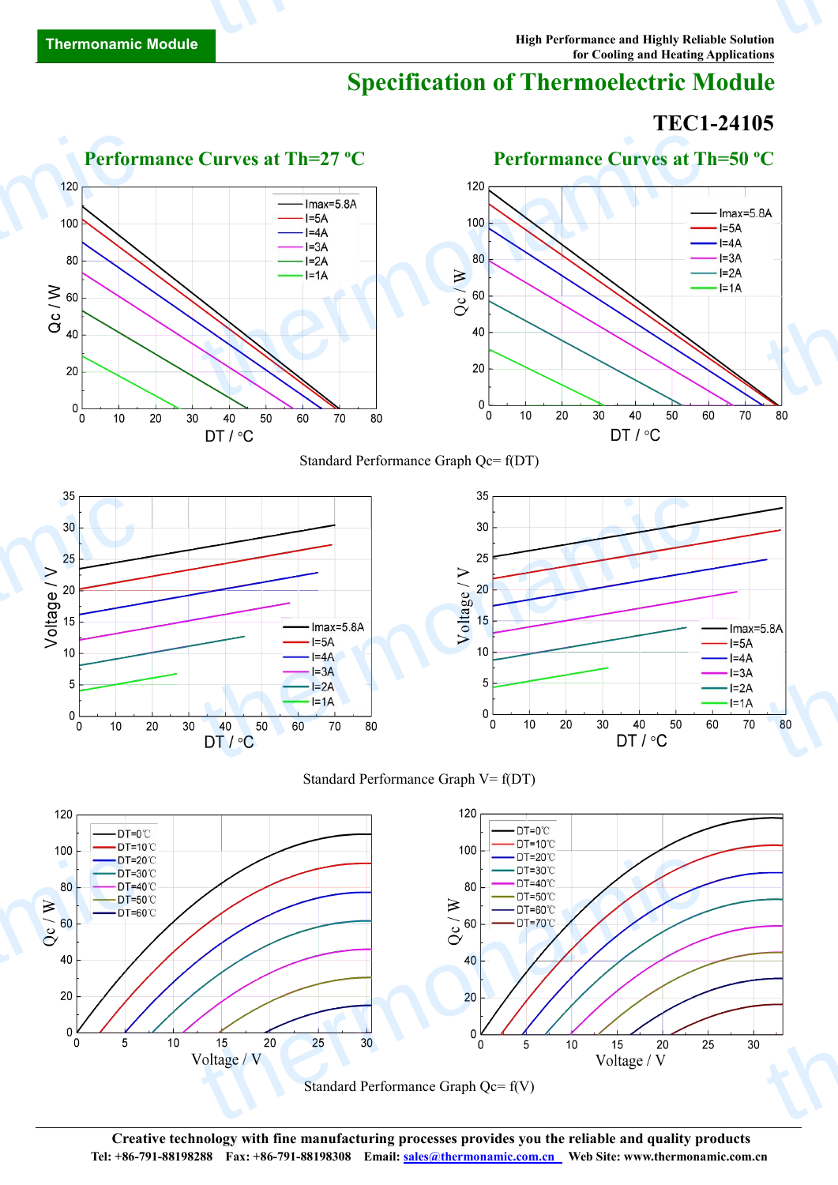# Specification of Thermoelectric Module

## TEC1-24105

### Performance Curves at Th=27 ºC

### Performance Curves at Th=50 ºC

Standard Performance Graph Qc= f(DT)

Standard Performance Graph V= f(DT)

Standard Performance Graph Qc= f(V)

**Creative technology with fine manufacturing processes provides you the reliable and quality products**

**Tel: +86-791-88198288 Fax: +86-791-88198308 Email: sales@thermonamic.com.cn Web Site: www.thermonamic.com.cn**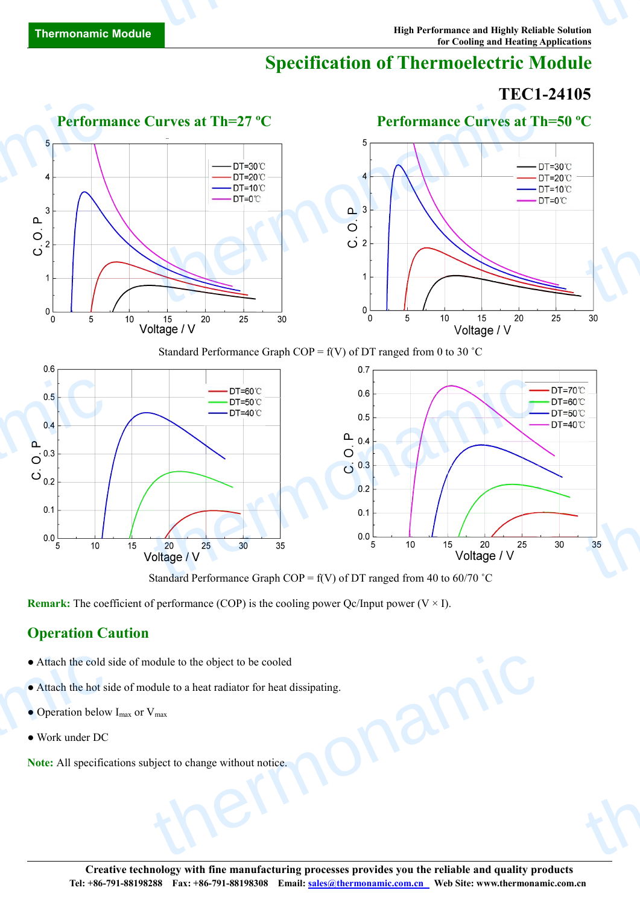# Specification of Thermoelectric Module

## TEC1-24105

### Performance Curves at Th=27 ºC

5
4
3
2
1
0
C. O. P
0 5 10 15 20 25 30
Voltage / V
DT=30℃
DT=20℃
DT=10℃
DT=0℃

### Performance Curves at Th=50 ºC

5
4
3
2
1
0
C. O. P
0 5 10 15 20 25 30
Voltage / V
DT=30℃
DT=20℃
DT=10℃
DT=0℃

Standard Performance Graph COP = f(V) of DT ranged from 0 to 30 ˚C

0.6
0.5
0.4
0.3
0.2
0.1
0.0
C. O. P
5 10 15 20 25 30 35
Voltage / V
DT=60℃
DT=50℃
DT=40℃

0.7
0.6
0.5
0.4
0.3
0.2
0.1
0.0
C. O. P
5 10 15 20 25 30 35
Voltage / V
DT=70℃
DT=60℃
DT=50℃
DT=40℃

Standard Performance Graph COP = f(V) of DT ranged from 40 to 60/70 ˚C

**Remark:** The coefficient of performance (COP) is the cooling power Qc/Input power (V × I).

## Operation Caution

- Attach the cold side of module to the object to be cooled
- Attach the hot side of module to a heat radiator for heat dissipating.
- Operation below $I_{max}$ or $V_{max}$
- Work under DC

**Note:** All specifications subject to change without notice.